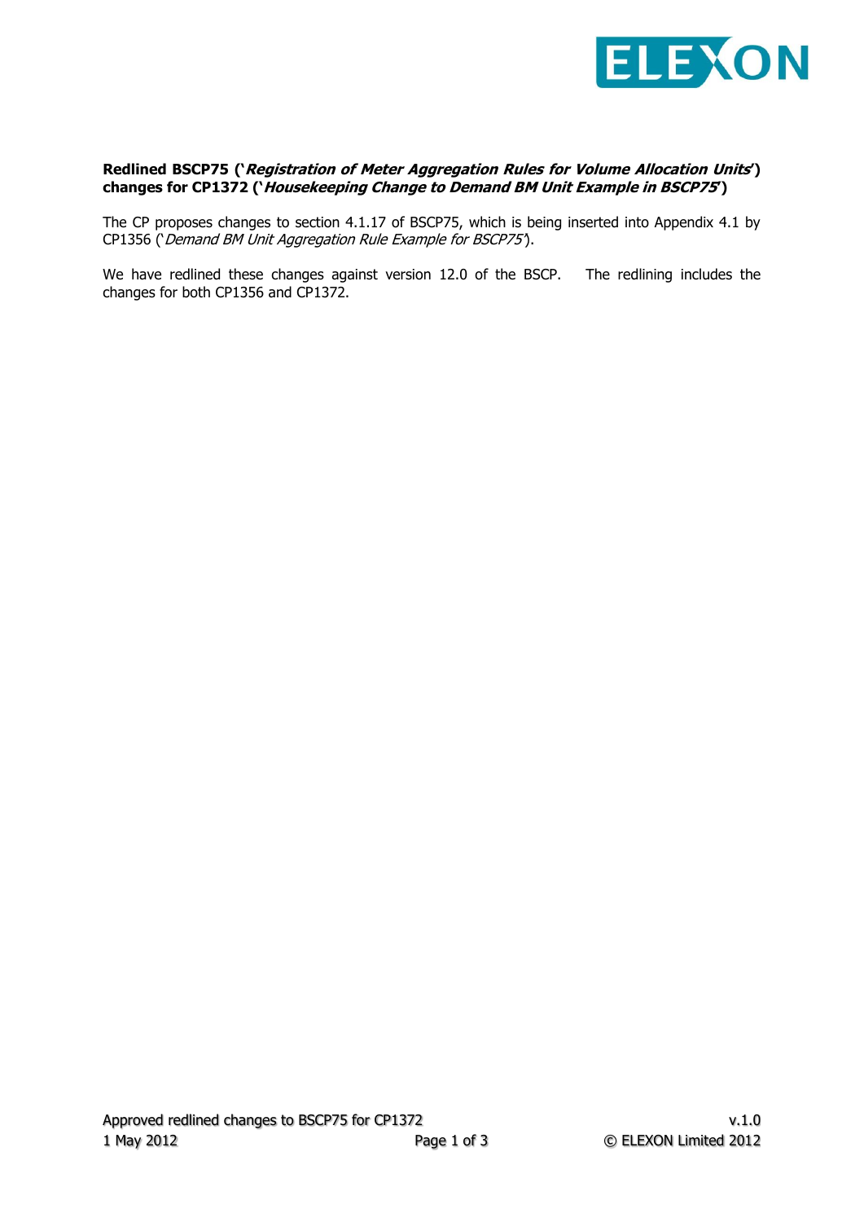**Redlined BSCP75 ('*Registration of Meter Aggregation Rules for Volume Allocation Units*') changes for CP1372 ('*Housekeeping Change to Demand BM Unit Example in BSCP75*')**

The CP proposes changes to section 4.1.17 of BSCP75, which is being inserted into Appendix 4.1 by CP1356 ('*Demand BM Unit Aggregation Rule Example for BSCP75*').

We have redlined these changes against version 12.0 of the BSCP. The redlining includes the changes for both CP1356 and CP1372.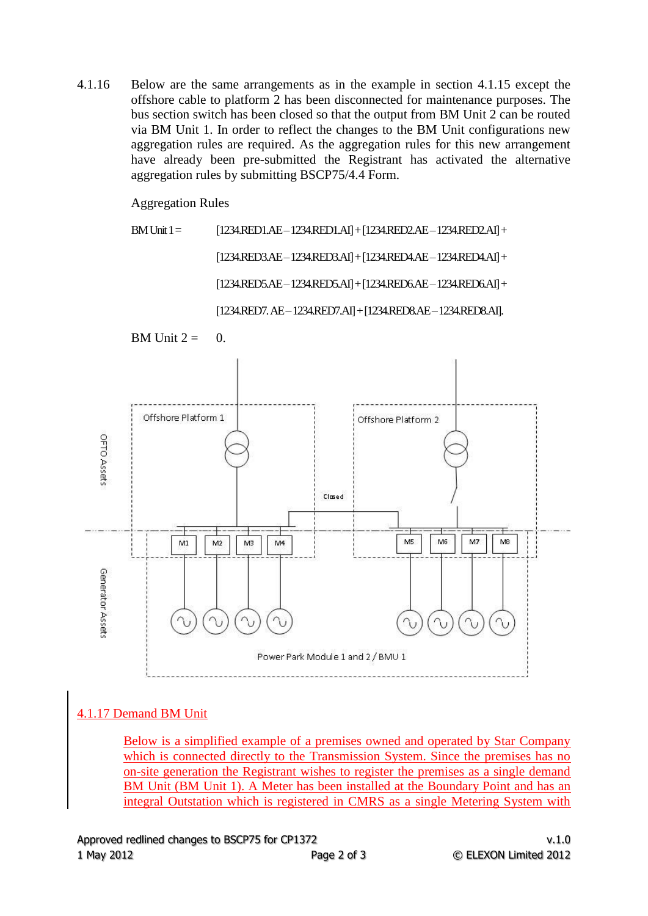4.1.16 Below are the same arrangements as in the example in section 4.1.15 except the offshore cable to platform 2 has been disconnected for maintenance purposes. The bus section switch has been closed so that the output from BM Unit 2 can be routed via BM Unit 1. In order to reflect the changes to the BM Unit configurations new aggregation rules are required. As the aggregation rules for this new arrangement have already been pre-submitted the Registrant has activated the alternative aggregation rules by submitting BSCP75/4.4 Form.

Aggregation Rules

BM Unit 1 = [1234.RED1.AE – 1234.RED1.AI] + [1234.RED2.AE – 1234.RED2.AI] + [1234.RED3.AE – 1234.RED3.AI] + [1234.RED4.AE – 1234.RED4.AI] + [1234.RED5.AE – 1234.RED5.AI] + [1234.RED6.AE – 1234.RED6.AI] + [1234.RED7. AE – 1234.RED7.AI] + [1234.RED8.AE – 1234.RED8.AI].

BM Unit 2 = 0.

OFTO Assets | Generator Assets

Offshore Platform 1 | Offshore Platform 2 | Closed

M1 | M2 | M3 | M4 | M5 | M6 | M7 | M8

Power Park Module 1 and 2 / BMU 1

4.1.17 Demand BM Unit

Below is a simplified example of a premises owned and operated by Star Company which is connected directly to the Transmission System. Since the premises has no on-site generation the Registrant wishes to register the premises as a single demand BM Unit (BM Unit 1). A Meter has been installed at the Boundary Point and has an integral Outstation which is registered in CMRS as a single Metering System with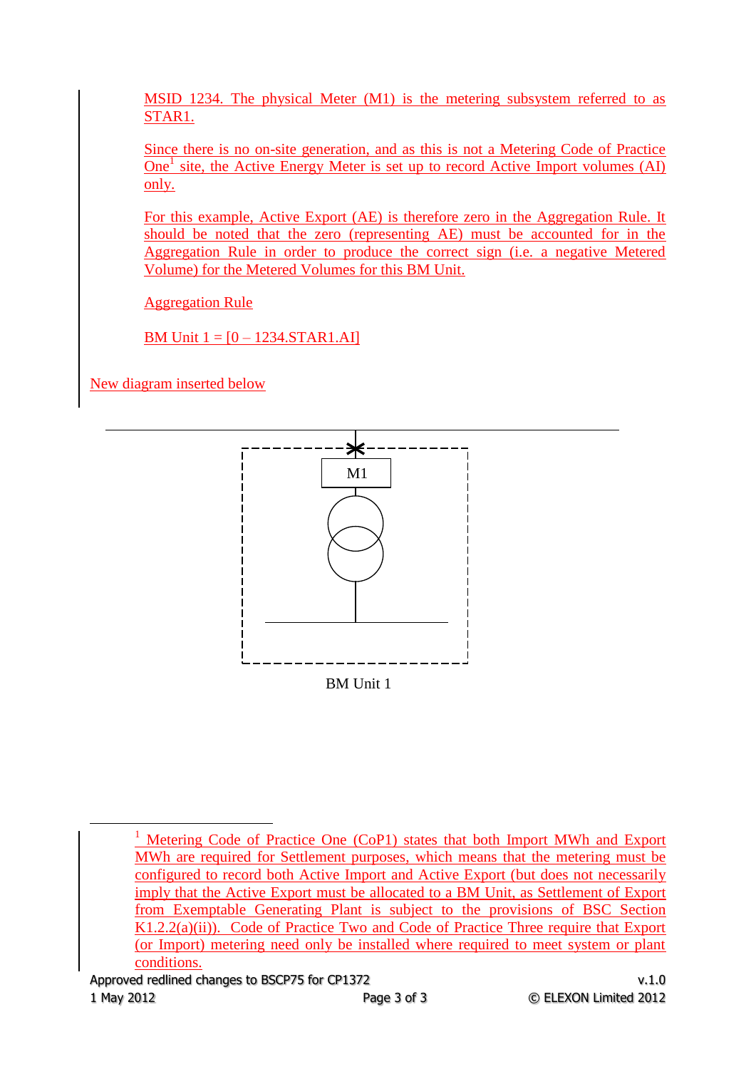MSID 1234. The physical Meter (M1) is the metering subsystem referred to as STAR1.

Since there is no on-site generation, and as this is not a Metering Code of Practice One[1] site, the Active Energy Meter is set up to record Active Import volumes (AI) only.

For this example, Active Export (AE) is therefore zero in the Aggregation Rule. It should be noted that the zero (representing AE) must be accounted for in the Aggregation Rule in order to produce the correct sign (i.e. a negative Metered Volume) for the Metered Volumes for this BM Unit.

Aggregation Rule

BM Unit 1 = [0 – 1234.STAR1.AI]

New diagram inserted below

M1

BM Unit 1

[1] Metering Code of Practice One (CoP1) states that both Import MWh and Export MWh are required for Settlement purposes, which means that the metering must be configured to record both Active Import and Active Export (but does not necessarily imply that the Active Export must be allocated to a BM Unit, as Settlement of Export from Exemptable Generating Plant is subject to the provisions of BSC Section K1.2.2(a)(ii)). Code of Practice Two and Code of Practice Three require that Export (or Import) metering need only be installed where required to meet system or plant conditions.